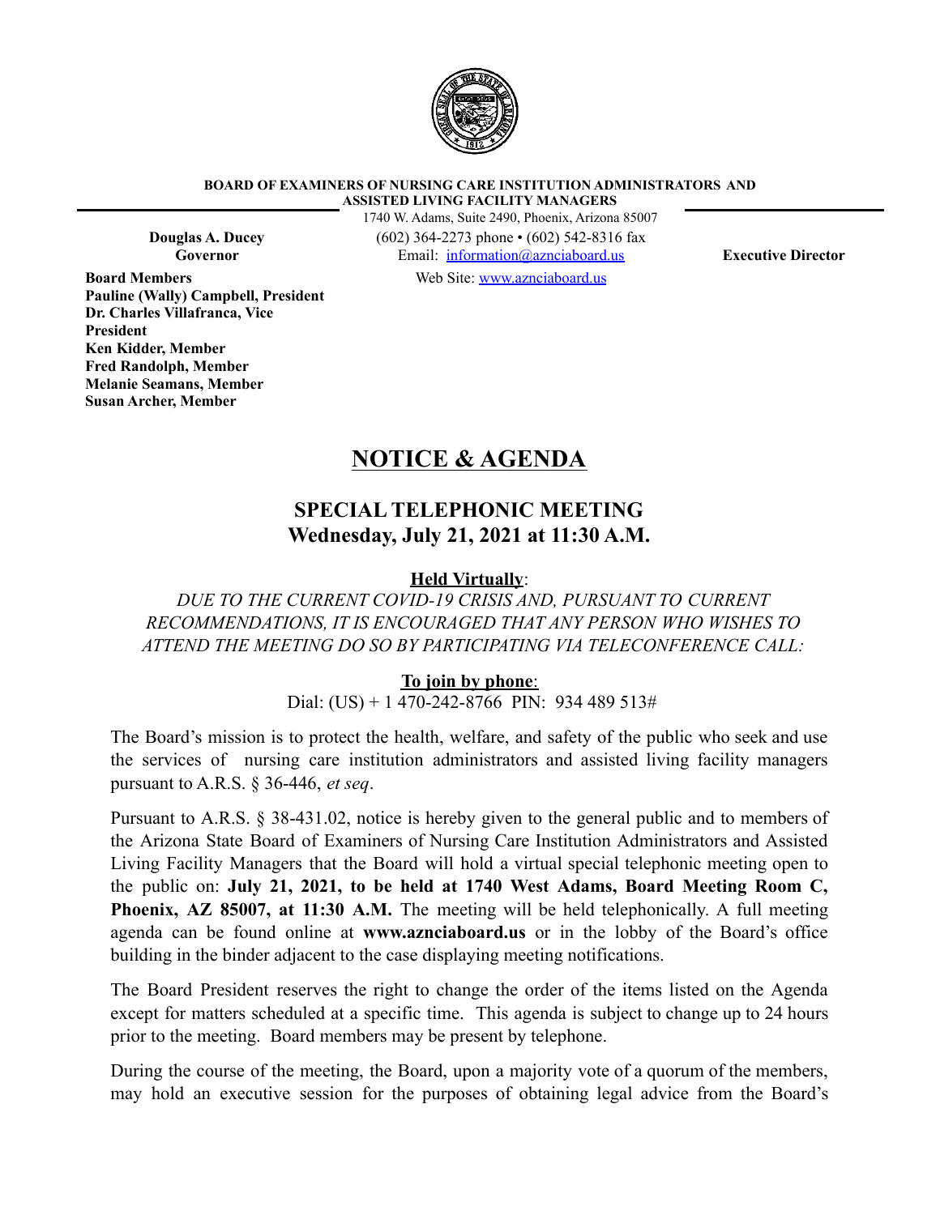**BOARD OF EXAMINERS OF NURSING CARE INSTITUTION ADMINISTRATORS AND ASSISTED LIVING FACILITY MANAGERS**

1740 W. Adams, Suite 2490, Phoenix, Arizona 85007

**Douglas A. Ducey**
**Governor**

(602) 364-2273 phone • (602) 542-8316 fax
Email: information@aznciaboard.us
Web Site: www.aznciaboard.us

**Executive Director**

**Board Members**
**Pauline (Wally) Campbell, President**
**Dr. Charles Villafranca, Vice President**
**Ken Kidder, Member**
**Fred Randolph, Member**
**Melanie Seamans, Member**
**Susan Archer, Member**

# NOTICE & AGENDA

## SPECIAL TELEPHONIC MEETING
## Wednesday, July 21, 2021 at 11:30 A.M.

**Held Virtually**:

*DUE TO THE CURRENT COVID-19 CRISIS AND, PURSUANT TO CURRENT RECOMMENDATIONS, IT IS ENCOURAGED THAT ANY PERSON WHO WISHES TO ATTEND THE MEETING DO SO BY PARTICIPATING VIA TELECONFERENCE CALL:*

**To join by phone**:
Dial: (US) + 1 470-242-8766 PIN: 934 489 513#

The Board's mission is to protect the health, welfare, and safety of the public who seek and use the services of nursing care institution administrators and assisted living facility managers pursuant to A.R.S. § 36-446, *et seq*.

Pursuant to A.R.S. § 38-431.02, notice is hereby given to the general public and to members of the Arizona State Board of Examiners of Nursing Care Institution Administrators and Assisted Living Facility Managers that the Board will hold a virtual special telephonic meeting open to the public on: **July 21, 2021, to be held at 1740 West Adams, Board Meeting Room C, Phoenix, AZ 85007, at 11:30 A.M.** The meeting will be held telephonically. A full meeting agenda can be found online at **www.aznciaboard.us** or in the lobby of the Board's office building in the binder adjacent to the case displaying meeting notifications.

The Board President reserves the right to change the order of the items listed on the Agenda except for matters scheduled at a specific time. This agenda is subject to change up to 24 hours prior to the meeting. Board members may be present by telephone.

During the course of the meeting, the Board, upon a majority vote of a quorum of the members, may hold an executive session for the purposes of obtaining legal advice from the Board's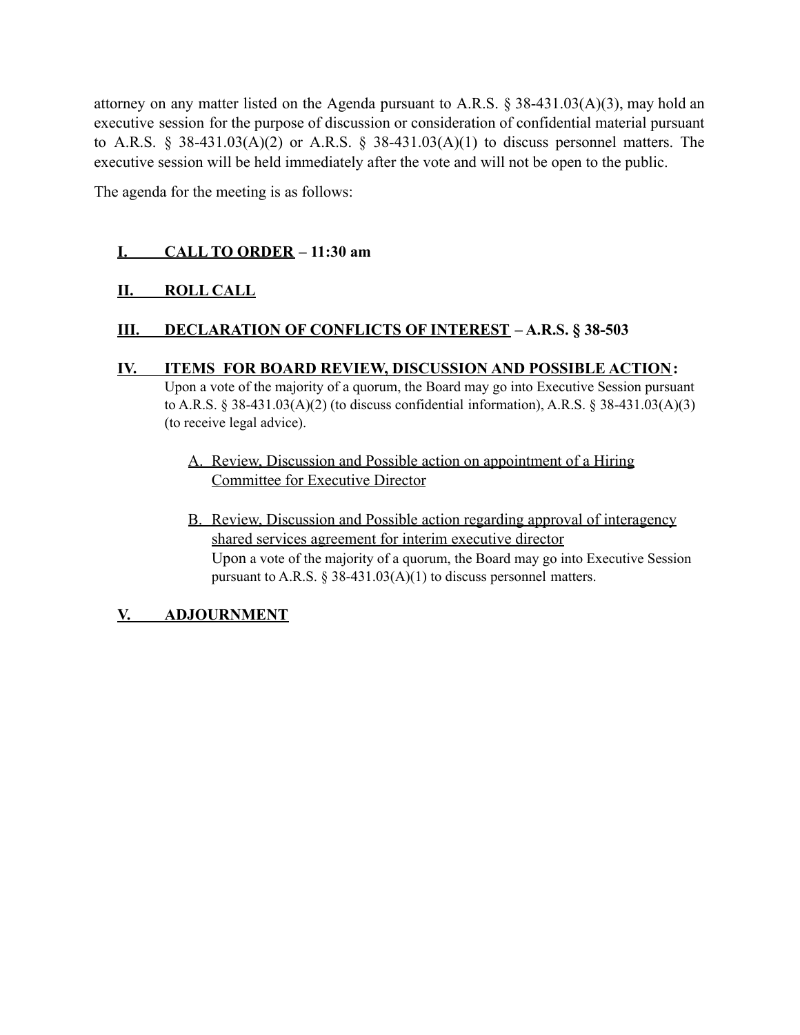attorney on any matter listed on the Agenda pursuant to A.R.S. § 38-431.03(A)(3), may hold an executive session for the purpose of discussion or consideration of confidential material pursuant to A.R.S. § 38-431.03(A)(2) or A.R.S. § 38-431.03(A)(1) to discuss personnel matters. The executive session will be held immediately after the vote and will not be open to the public.

The agenda for the meeting is as follows:

**I. CALL TO ORDER – 11:30 am**

**II. ROLL CALL**

**III. DECLARATION OF CONFLICTS OF INTEREST – A.R.S. § 38-503**

**IV. ITEMS FOR BOARD REVIEW, DISCUSSION AND POSSIBLE ACTION:**

Upon a vote of the majority of a quorum, the Board may go into Executive Session pursuant to A.R.S. § 38-431.03(A)(2) (to discuss confidential information), A.R.S. § 38-431.03(A)(3) (to receive legal advice).

A. Review, Discussion and Possible action on appointment of a Hiring Committee for Executive Director

B. Review, Discussion and Possible action regarding approval of interagency shared services agreement for interim executive director
Upon a vote of the majority of a quorum, the Board may go into Executive Session pursuant to A.R.S. § 38-431.03(A)(1) to discuss personnel matters.

**V. ADJOURNMENT**